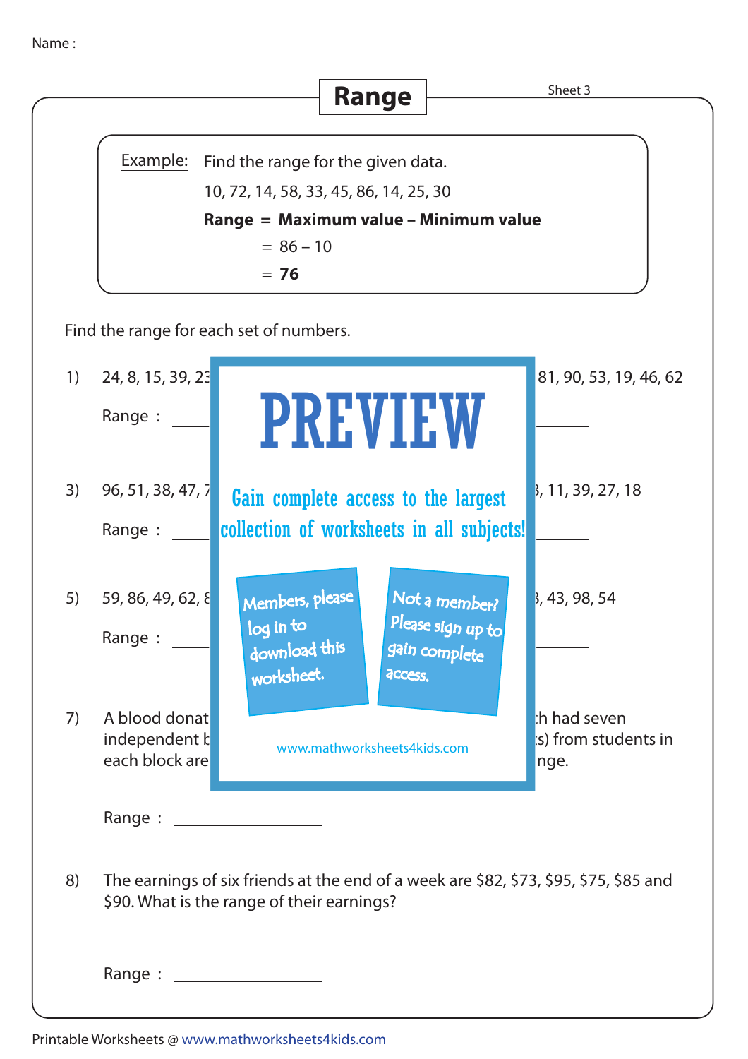Name : ____________________

# Range

Sheet 3

Example: Find the range for the given data.

10, 72, 14, 58, 33, 45, 86, 14, 25, 30

**Range = Maximum value – Minimum value**

= 86 – 10

= **76**

Find the range for each set of numbers.

1) 24, 8, 15, 39, 23 ... 81, 90, 53, 19, 46, 62

Range : ________ ________

PREVIEW

Gain complete access to the largest collection of worksheets in all subjects!

3) 96, 51, 38, 47, 7 ... , 11, 39, 27, 18

Range : ________ ________

Members, please log in to download this worksheet.

Not a member? Please sign up to gain complete access.

www.mathworksheets4kids.com

5) 59, 86, 49, 62, 8 ... , 43, 98, 54

Range : ________ ________

7) A blood donat ... h had seven independent b ... s) from students in each block are ... nge.

Range : ________________

8) The earnings of six friends at the end of a week are \$82, \$73, \$95, \$75, \$85 and \$90. What is the range of their earnings?

Range : ________________

Printable Worksheets @ www.mathworksheets4kids.com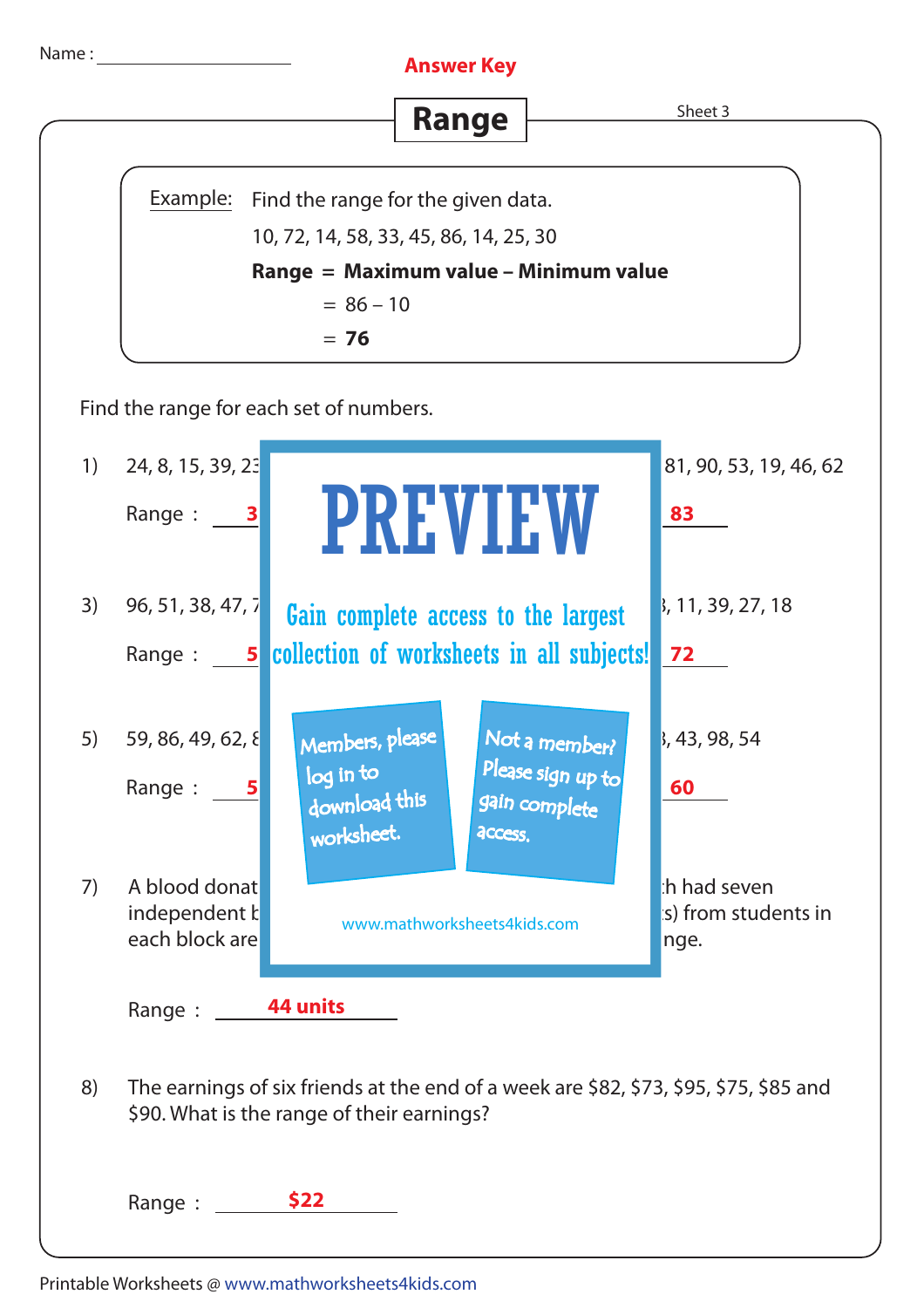Name : ____________________

**Answer Key**

# Range

Sheet 3

Example: Find the range for the given data.

10, 72, 14, 58, 33, 45, 86, 14, 25, 30

**Range = Maximum value – Minimum value**

= 86 – 10

= **76**

Find the range for each set of numbers.

1) 24, 8, 15, 39, 23

Range : **3**

81, 90, 53, 19, 46, 62

**83**

PREVIEW

Gain complete access to the largest collection of worksheets in all subjects!

3) 96, 51, 38, 47, 7

Range : **5**

, 11, 39, 27, 18

**72**

Members, please log in to download this worksheet.

Not a member? Please sign up to gain complete access.

5) 59, 86, 49, 62, 8

Range : **5**

, 43, 98, 54

**60**

7) A blood donat … h had seven independent b … s) from students in each block are … nge.

www.mathworksheets4kids.com

Range : **44 units**

8) The earnings of six friends at the end of a week are \$82, \$73, \$95, \$75, \$85 and \$90. What is the range of their earnings?

Range : **\$22**

Printable Worksheets @ www.mathworksheets4kids.com